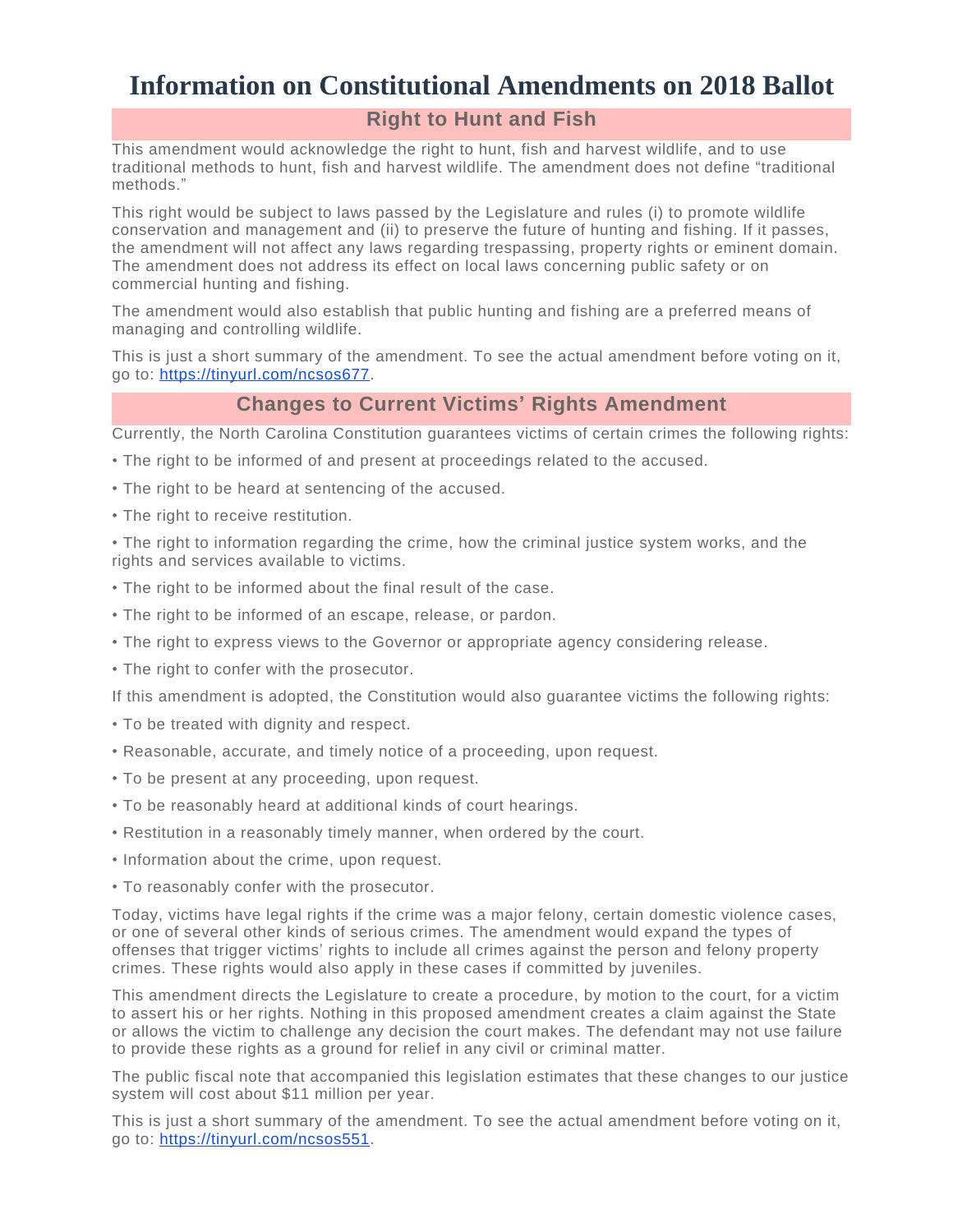# Information on Constitutional Amendments on 2018 Ballot

## Right to Hunt and Fish

This amendment would acknowledge the right to hunt, fish and harvest wildlife, and to use traditional methods to hunt, fish and harvest wildlife. The amendment does not define "traditional methods."

This right would be subject to laws passed by the Legislature and rules (i) to promote wildlife conservation and management and (ii) to preserve the future of hunting and fishing. If it passes, the amendment will not affect any laws regarding trespassing, property rights or eminent domain. The amendment does not address its effect on local laws concerning public safety or on commercial hunting and fishing.

The amendment would also establish that public hunting and fishing are a preferred means of managing and controlling wildlife.

This is just a short summary of the amendment. To see the actual amendment before voting on it, go to: https://tinyurl.com/ncsos677.

## Changes to Current Victims' Rights Amendment

Currently, the North Carolina Constitution guarantees victims of certain crimes the following rights:

- The right to be informed of and present at proceedings related to the accused.
- The right to be heard at sentencing of the accused.
- The right to receive restitution.
- The right to information regarding the crime, how the criminal justice system works, and the rights and services available to victims.
- The right to be informed about the final result of the case.
- The right to be informed of an escape, release, or pardon.
- The right to express views to the Governor or appropriate agency considering release.
- The right to confer with the prosecutor.

If this amendment is adopted, the Constitution would also guarantee victims the following rights:

- To be treated with dignity and respect.
- Reasonable, accurate, and timely notice of a proceeding, upon request.
- To be present at any proceeding, upon request.
- To be reasonably heard at additional kinds of court hearings.
- Restitution in a reasonably timely manner, when ordered by the court.
- Information about the crime, upon request.
- To reasonably confer with the prosecutor.

Today, victims have legal rights if the crime was a major felony, certain domestic violence cases, or one of several other kinds of serious crimes. The amendment would expand the types of offenses that trigger victims' rights to include all crimes against the person and felony property crimes. These rights would also apply in these cases if committed by juveniles.

This amendment directs the Legislature to create a procedure, by motion to the court, for a victim to assert his or her rights. Nothing in this proposed amendment creates a claim against the State or allows the victim to challenge any decision the court makes. The defendant may not use failure to provide these rights as a ground for relief in any civil or criminal matter.

The public fiscal note that accompanied this legislation estimates that these changes to our justice system will cost about $11 million per year.

This is just a short summary of the amendment. To see the actual amendment before voting on it, go to: https://tinyurl.com/ncsos551.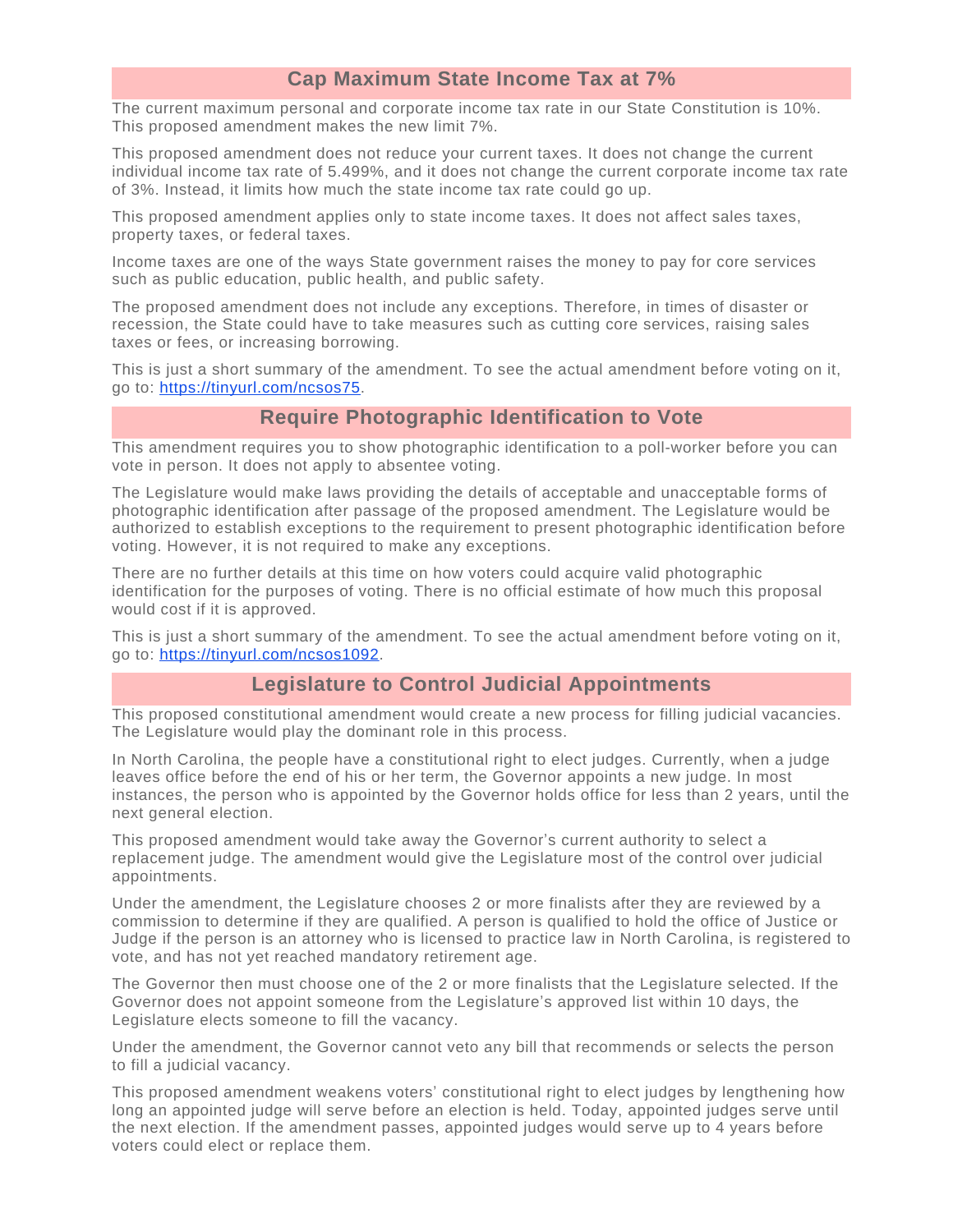## Cap Maximum State Income Tax at 7%

The current maximum personal and corporate income tax rate in our State Constitution is 10%. This proposed amendment makes the new limit 7%.

This proposed amendment does not reduce your current taxes. It does not change the current individual income tax rate of 5.499%, and it does not change the current corporate income tax rate of 3%. Instead, it limits how much the state income tax rate could go up.

This proposed amendment applies only to state income taxes. It does not affect sales taxes, property taxes, or federal taxes.

Income taxes are one of the ways State government raises the money to pay for core services such as public education, public health, and public safety.

The proposed amendment does not include any exceptions. Therefore, in times of disaster or recession, the State could have to take measures such as cutting core services, raising sales taxes or fees, or increasing borrowing.

This is just a short summary of the amendment. To see the actual amendment before voting on it, go to: https://tinyurl.com/ncsos75.

## Require Photographic Identification to Vote

This amendment requires you to show photographic identification to a poll-worker before you can vote in person. It does not apply to absentee voting.

The Legislature would make laws providing the details of acceptable and unacceptable forms of photographic identification after passage of the proposed amendment. The Legislature would be authorized to establish exceptions to the requirement to present photographic identification before voting. However, it is not required to make any exceptions.

There are no further details at this time on how voters could acquire valid photographic identification for the purposes of voting. There is no official estimate of how much this proposal would cost if it is approved.

This is just a short summary of the amendment. To see the actual amendment before voting on it, go to: https://tinyurl.com/ncsos1092.

## Legislature to Control Judicial Appointments

This proposed constitutional amendment would create a new process for filling judicial vacancies. The Legislature would play the dominant role in this process.

In North Carolina, the people have a constitutional right to elect judges. Currently, when a judge leaves office before the end of his or her term, the Governor appoints a new judge. In most instances, the person who is appointed by the Governor holds office for less than 2 years, until the next general election.

This proposed amendment would take away the Governor's current authority to select a replacement judge. The amendment would give the Legislature most of the control over judicial appointments.

Under the amendment, the Legislature chooses 2 or more finalists after they are reviewed by a commission to determine if they are qualified. A person is qualified to hold the office of Justice or Judge if the person is an attorney who is licensed to practice law in North Carolina, is registered to vote, and has not yet reached mandatory retirement age.

The Governor then must choose one of the 2 or more finalists that the Legislature selected. If the Governor does not appoint someone from the Legislature's approved list within 10 days, the Legislature elects someone to fill the vacancy.

Under the amendment, the Governor cannot veto any bill that recommends or selects the person to fill a judicial vacancy.

This proposed amendment weakens voters' constitutional right to elect judges by lengthening how long an appointed judge will serve before an election is held. Today, appointed judges serve until the next election. If the amendment passes, appointed judges would serve up to 4 years before voters could elect or replace them.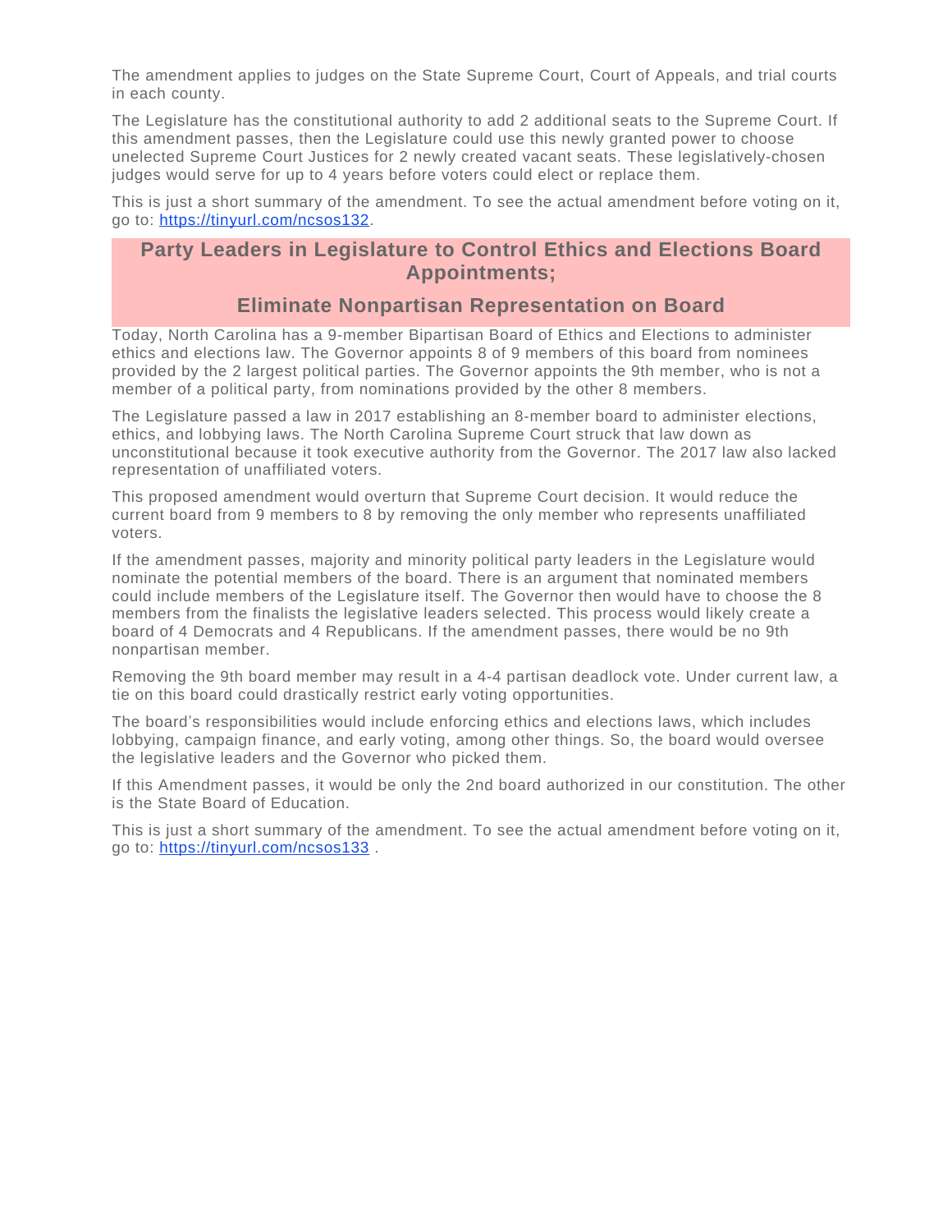The amendment applies to judges on the State Supreme Court, Court of Appeals, and trial courts in each county.

The Legislature has the constitutional authority to add 2 additional seats to the Supreme Court. If this amendment passes, then the Legislature could use this newly granted power to choose unelected Supreme Court Justices for 2 newly created vacant seats. These legislatively-chosen judges would serve for up to 4 years before voters could elect or replace them.

This is just a short summary of the amendment. To see the actual amendment before voting on it, go to: [https://tinyurl.com/ncsos132](https://tinyurl.com/ncsos132).

## Party Leaders in Legislature to Control Ethics and Elections Board Appointments;

## Eliminate Nonpartisan Representation on Board

Today, North Carolina has a 9-member Bipartisan Board of Ethics and Elections to administer ethics and elections law. The Governor appoints 8 of 9 members of this board from nominees provided by the 2 largest political parties. The Governor appoints the 9th member, who is not a member of a political party, from nominations provided by the other 8 members.

The Legislature passed a law in 2017 establishing an 8-member board to administer elections, ethics, and lobbying laws. The North Carolina Supreme Court struck that law down as unconstitutional because it took executive authority from the Governor. The 2017 law also lacked representation of unaffiliated voters.

This proposed amendment would overturn that Supreme Court decision. It would reduce the current board from 9 members to 8 by removing the only member who represents unaffiliated voters.

If the amendment passes, majority and minority political party leaders in the Legislature would nominate the potential members of the board. There is an argument that nominated members could include members of the Legislature itself. The Governor then would have to choose the 8 members from the finalists the legislative leaders selected. This process would likely create a board of 4 Democrats and 4 Republicans. If the amendment passes, there would be no 9th nonpartisan member.

Removing the 9th board member may result in a 4-4 partisan deadlock vote. Under current law, a tie on this board could drastically restrict early voting opportunities.

The board's responsibilities would include enforcing ethics and elections laws, which includes lobbying, campaign finance, and early voting, among other things. So, the board would oversee the legislative leaders and the Governor who picked them.

If this Amendment passes, it would be only the 2nd board authorized in our constitution. The other is the State Board of Education.

This is just a short summary of the amendment. To see the actual amendment before voting on it, go to: [https://tinyurl.com/ncsos133](https://tinyurl.com/ncsos133) .